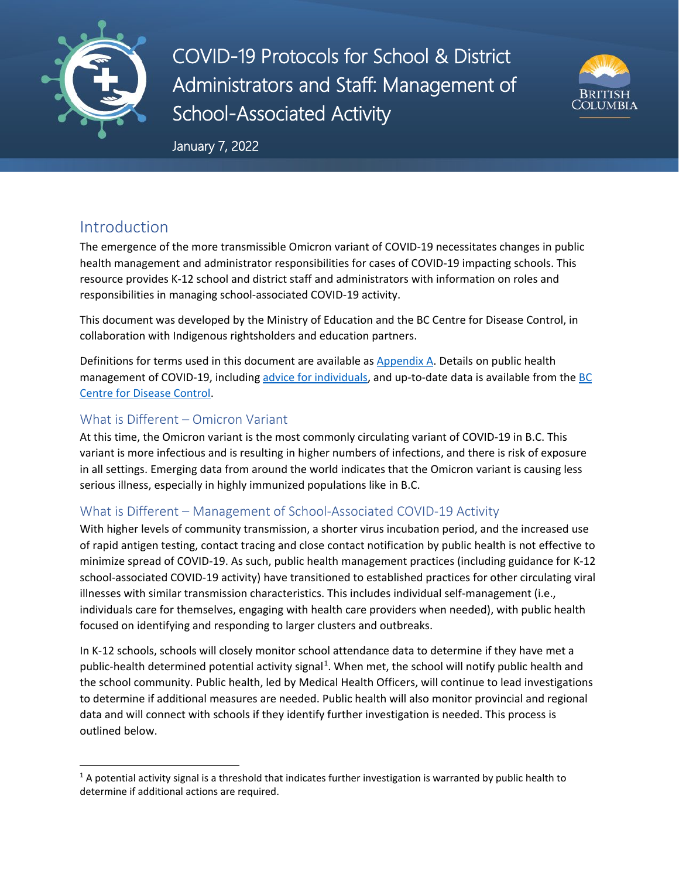# COVID-19 Protocols for School & District Administrators and Staff: Management of School-Associated Activity

January 7, 2022

## Introduction

The emergence of the more transmissible Omicron variant of COVID-19 necessitates changes in public health management and administrator responsibilities for cases of COVID-19 impacting schools. This resource provides K-12 school and district staff and administrators with information on roles and responsibilities in managing school-associated COVID-19 activity.

This document was developed by the Ministry of Education and the BC Centre for Disease Control, in collaboration with Indigenous rightsholders and education partners.

Definitions for terms used in this document are available as Appendix A. Details on public health management of COVID-19, including advice for individuals, and up-to-date data is available from the BC Centre for Disease Control.

### What is Different – Omicron Variant

At this time, the Omicron variant is the most commonly circulating variant of COVID-19 in B.C. This variant is more infectious and is resulting in higher numbers of infections, and there is risk of exposure in all settings. Emerging data from around the world indicates that the Omicron variant is causing less serious illness, especially in highly immunized populations like in B.C.

### What is Different – Management of School-Associated COVID-19 Activity

With higher levels of community transmission, a shorter virus incubation period, and the increased use of rapid antigen testing, contact tracing and close contact notification by public health is not effective to minimize spread of COVID-19. As such, public health management practices (including guidance for K-12 school-associated COVID-19 activity) have transitioned to established practices for other circulating viral illnesses with similar transmission characteristics. This includes individual self-management (i.e., individuals care for themselves, engaging with health care providers when needed), with public health focused on identifying and responding to larger clusters and outbreaks.

In K-12 schools, schools will closely monitor school attendance data to determine if they have met a public-health determined potential activity signal[1]. When met, the school will notify public health and the school community. Public health, led by Medical Health Officers, will continue to lead investigations to determine if additional measures are needed. Public health will also monitor provincial and regional data and will connect with schools if they identify further investigation is needed. This process is outlined below.

[1] A potential activity signal is a threshold that indicates further investigation is warranted by public health to determine if additional actions are required.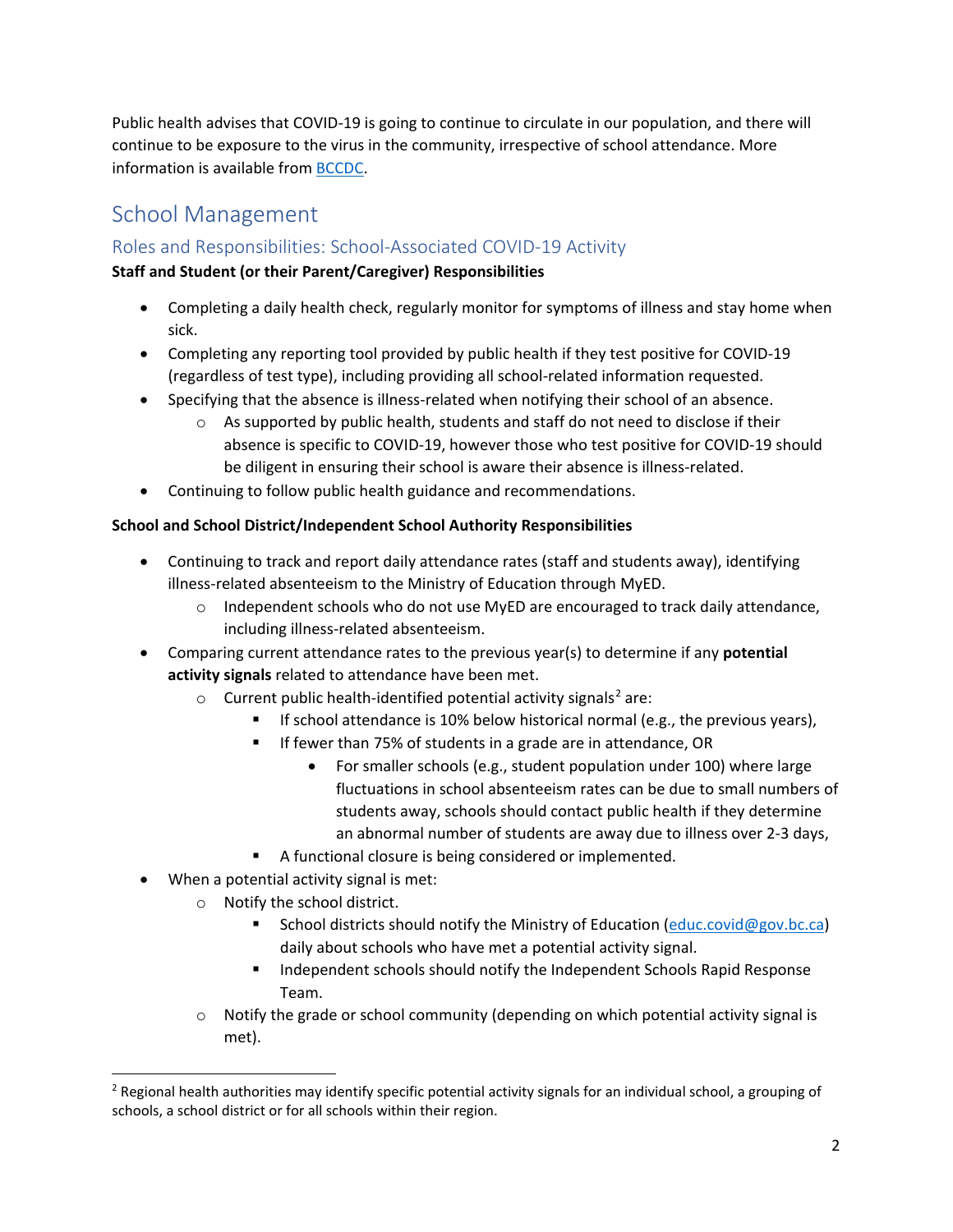Public health advises that COVID-19 is going to continue to circulate in our population, and there will continue to be exposure to the virus in the community, irrespective of school attendance. More information is available from [BCCDC](BCCDC).

# School Management

## Roles and Responsibilities: School-Associated COVID-19 Activity

**Staff and Student (or their Parent/Caregiver) Responsibilities**

- Completing a daily health check, regularly monitor for symptoms of illness and stay home when sick.
- Completing any reporting tool provided by public health if they test positive for COVID-19 (regardless of test type), including providing all school-related information requested.
- Specifying that the absence is illness-related when notifying their school of an absence.
    - As supported by public health, students and staff do not need to disclose if their absence is specific to COVID-19, however those who test positive for COVID-19 should be diligent in ensuring their school is aware their absence is illness-related.
- Continuing to follow public health guidance and recommendations.

**School and School District/Independent School Authority Responsibilities**

- Continuing to track and report daily attendance rates (staff and students away), identifying illness-related absenteeism to the Ministry of Education through MyED.
    - Independent schools who do not use MyED are encouraged to track daily attendance, including illness-related absenteeism.
- Comparing current attendance rates to the previous year(s) to determine if any **potential activity signals** related to attendance have been met.
    - Current public health-identified potential activity signals[2] are:
        - If school attendance is 10% below historical normal (e.g., the previous years),
        - If fewer than 75% of students in a grade are in attendance, OR
            - For smaller schools (e.g., student population under 100) where large fluctuations in school absenteeism rates can be due to small numbers of students away, schools should contact public health if they determine an abnormal number of students are away due to illness over 2-3 days,
        - A functional closure is being considered or implemented.
- When a potential activity signal is met:
    - Notify the school district.
        - School districts should notify the Ministry of Education (educ.covid@gov.bc.ca) daily about schools who have met a potential activity signal.
        - Independent schools should notify the Independent Schools Rapid Response Team.
    - Notify the grade or school community (depending on which potential activity signal is met).

[2] Regional health authorities may identify specific potential activity signals for an individual school, a grouping of schools, a school district or for all schools within their region.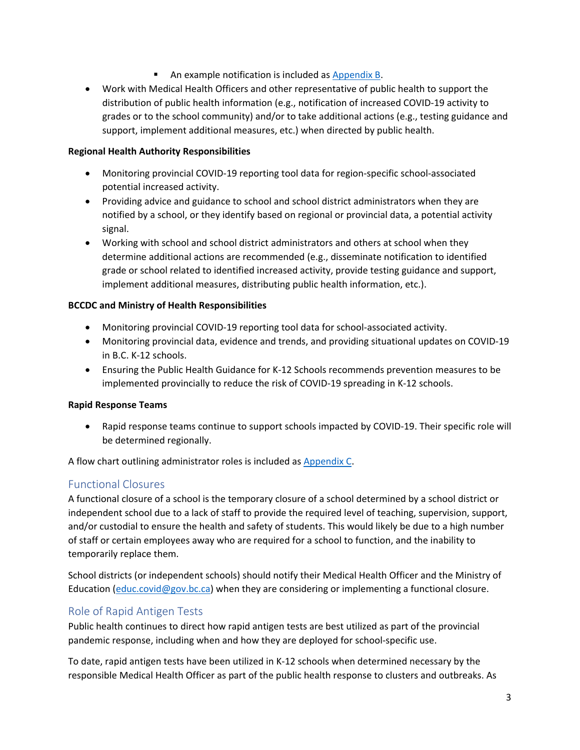- An example notification is included as [Appendix B](#).
- Work with Medical Health Officers and other representative of public health to support the distribution of public health information (e.g., notification of increased COVID-19 activity to grades or to the school community) and/or to take additional actions (e.g., testing guidance and support, implement additional measures, etc.) when directed by public health.

**Regional Health Authority Responsibilities**

- Monitoring provincial COVID-19 reporting tool data for region-specific school-associated potential increased activity.
- Providing advice and guidance to school and school district administrators when they are notified by a school, or they identify based on regional or provincial data, a potential activity signal.
- Working with school and school district administrators and others at school when they determine additional actions are recommended (e.g., disseminate notification to identified grade or school related to identified increased activity, provide testing guidance and support, implement additional measures, distributing public health information, etc.).

**BCCDC and Ministry of Health Responsibilities**

- Monitoring provincial COVID-19 reporting tool data for school-associated activity.
- Monitoring provincial data, evidence and trends, and providing situational updates on COVID-19 in B.C. K-12 schools.
- Ensuring the Public Health Guidance for K-12 Schools recommends prevention measures to be implemented provincially to reduce the risk of COVID-19 spreading in K-12 schools.

**Rapid Response Teams**

- Rapid response teams continue to support schools impacted by COVID-19. Their specific role will be determined regionally.

A flow chart outlining administrator roles is included as [Appendix C](#).

## Functional Closures

A functional closure of a school is the temporary closure of a school determined by a school district or independent school due to a lack of staff to provide the required level of teaching, supervision, support, and/or custodial to ensure the health and safety of students. This would likely be due to a high number of staff or certain employees away who are required for a school to function, and the inability to temporarily replace them.

School districts (or independent schools) should notify their Medical Health Officer and the Ministry of Education (educ.covid@gov.bc.ca) when they are considering or implementing a functional closure.

## Role of Rapid Antigen Tests

Public health continues to direct how rapid antigen tests are best utilized as part of the provincial pandemic response, including when and how they are deployed for school-specific use.

To date, rapid antigen tests have been utilized in K-12 schools when determined necessary by the responsible Medical Health Officer as part of the public health response to clusters and outbreaks. As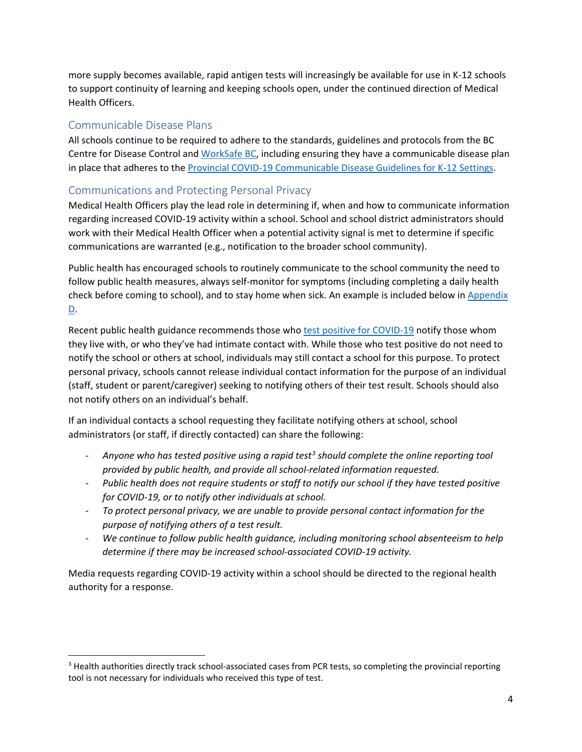more supply becomes available, rapid antigen tests will increasingly be available for use in K-12 schools to support continuity of learning and keeping schools open, under the continued direction of Medical Health Officers.

## Communicable Disease Plans

All schools continue to be required to adhere to the standards, guidelines and protocols from the BC Centre for Disease Control and WorkSafe BC, including ensuring they have a communicable disease plan in place that adheres to the Provincial COVID-19 Communicable Disease Guidelines for K-12 Settings.

## Communications and Protecting Personal Privacy

Medical Health Officers play the lead role in determining if, when and how to communicate information regarding increased COVID-19 activity within a school. School and school district administrators should work with their Medical Health Officer when a potential activity signal is met to determine if specific communications are warranted (e.g., notification to the broader school community).

Public health has encouraged schools to routinely communicate to the school community the need to follow public health measures, always self-monitor for symptoms (including completing a daily health check before coming to school), and to stay home when sick. An example is included below in Appendix D.

Recent public health guidance recommends those who test positive for COVID-19 notify those whom they live with, or who they've had intimate contact with. While those who test positive do not need to notify the school or others at school, individuals may still contact a school for this purpose. To protect personal privacy, schools cannot release individual contact information for the purpose of an individual (staff, student or parent/caregiver) seeking to notifying others of their test result. Schools should also not notify others on an individual's behalf.

If an individual contacts a school requesting they facilitate notifying others at school, school administrators (or staff, if directly contacted) can share the following:

- *Anyone who has tested positive using a rapid test*[3] *should complete the online reporting tool provided by public health, and provide all school-related information requested.*
- *Public health does not require students or staff to notify our school if they have tested positive for COVID-19, or to notify other individuals at school.*
- *To protect personal privacy, we are unable to provide personal contact information for the purpose of notifying others of a test result.*
- *We continue to follow public health guidance, including monitoring school absenteeism to help determine if there may be increased school-associated COVID-19 activity.*

Media requests regarding COVID-19 activity within a school should be directed to the regional health authority for a response.

[3] Health authorities directly track school-associated cases from PCR tests, so completing the provincial reporting tool is not necessary for individuals who received this type of test.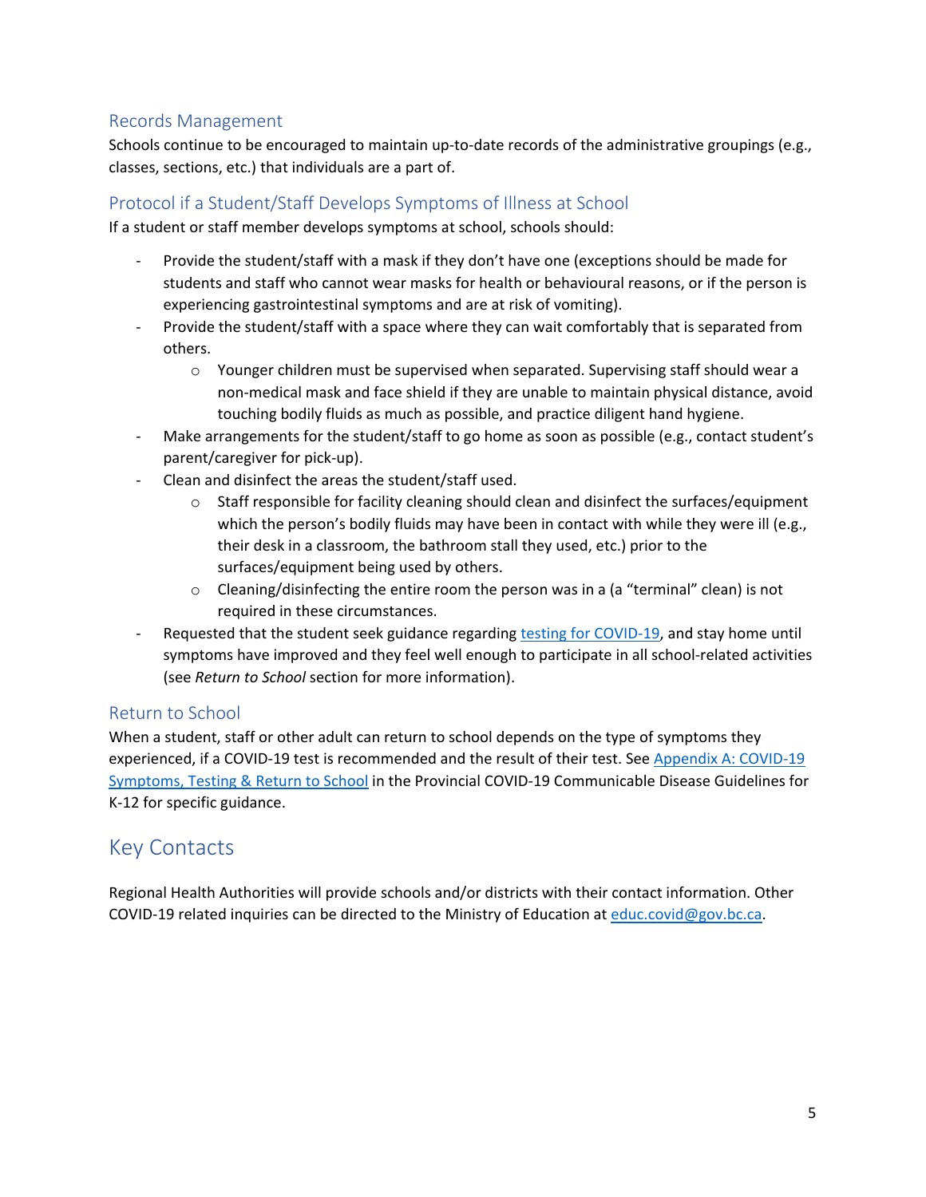### Records Management

Schools continue to be encouraged to maintain up-to-date records of the administrative groupings (e.g., classes, sections, etc.) that individuals are a part of.

### Protocol if a Student/Staff Develops Symptoms of Illness at School

If a student or staff member develops symptoms at school, schools should:

- Provide the student/staff with a mask if they don't have one (exceptions should be made for students and staff who cannot wear masks for health or behavioural reasons, or if the person is experiencing gastrointestinal symptoms and are at risk of vomiting).
- Provide the student/staff with a space where they can wait comfortably that is separated from others.
  - Younger children must be supervised when separated. Supervising staff should wear a non-medical mask and face shield if they are unable to maintain physical distance, avoid touching bodily fluids as much as possible, and practice diligent hand hygiene.
- Make arrangements for the student/staff to go home as soon as possible (e.g., contact student's parent/caregiver for pick-up).
- Clean and disinfect the areas the student/staff used.
  - Staff responsible for facility cleaning should clean and disinfect the surfaces/equipment which the person's bodily fluids may have been in contact with while they were ill (e.g., their desk in a classroom, the bathroom stall they used, etc.) prior to the surfaces/equipment being used by others.
  - Cleaning/disinfecting the entire room the person was in a (a "terminal" clean) is not required in these circumstances.
- Requested that the student seek guidance regarding [testing for COVID-19](), and stay home until symptoms have improved and they feel well enough to participate in all school-related activities (see *Return to School* section for more information).

### Return to School

When a student, staff or other adult can return to school depends on the type of symptoms they experienced, if a COVID-19 test is recommended and the result of their test. See [Appendix A: COVID-19 Symptoms, Testing & Return to School]() in the Provincial COVID-19 Communicable Disease Guidelines for K-12 for specific guidance.

## Key Contacts

Regional Health Authorities will provide schools and/or districts with their contact information. Other COVID-19 related inquiries can be directed to the Ministry of Education at educ.covid@gov.bc.ca.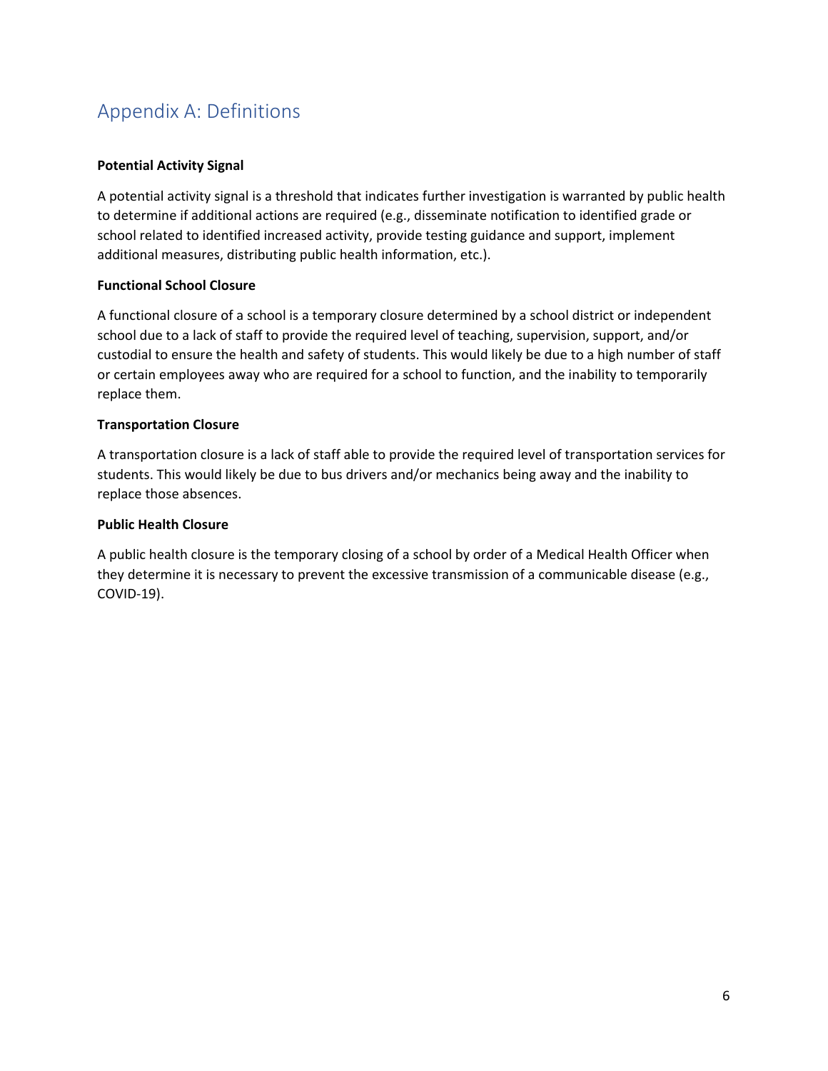## Appendix A: Definitions

**Potential Activity Signal**

A potential activity signal is a threshold that indicates further investigation is warranted by public health to determine if additional actions are required (e.g., disseminate notification to identified grade or school related to identified increased activity, provide testing guidance and support, implement additional measures, distributing public health information, etc.).

**Functional School Closure**

A functional closure of a school is a temporary closure determined by a school district or independent school due to a lack of staff to provide the required level of teaching, supervision, support, and/or custodial to ensure the health and safety of students. This would likely be due to a high number of staff or certain employees away who are required for a school to function, and the inability to temporarily replace them.

**Transportation Closure**

A transportation closure is a lack of staff able to provide the required level of transportation services for students. This would likely be due to bus drivers and/or mechanics being away and the inability to replace those absences.

**Public Health Closure**

A public health closure is the temporary closing of a school by order of a Medical Health Officer when they determine it is necessary to prevent the excessive transmission of a communicable disease (e.g., COVID-19).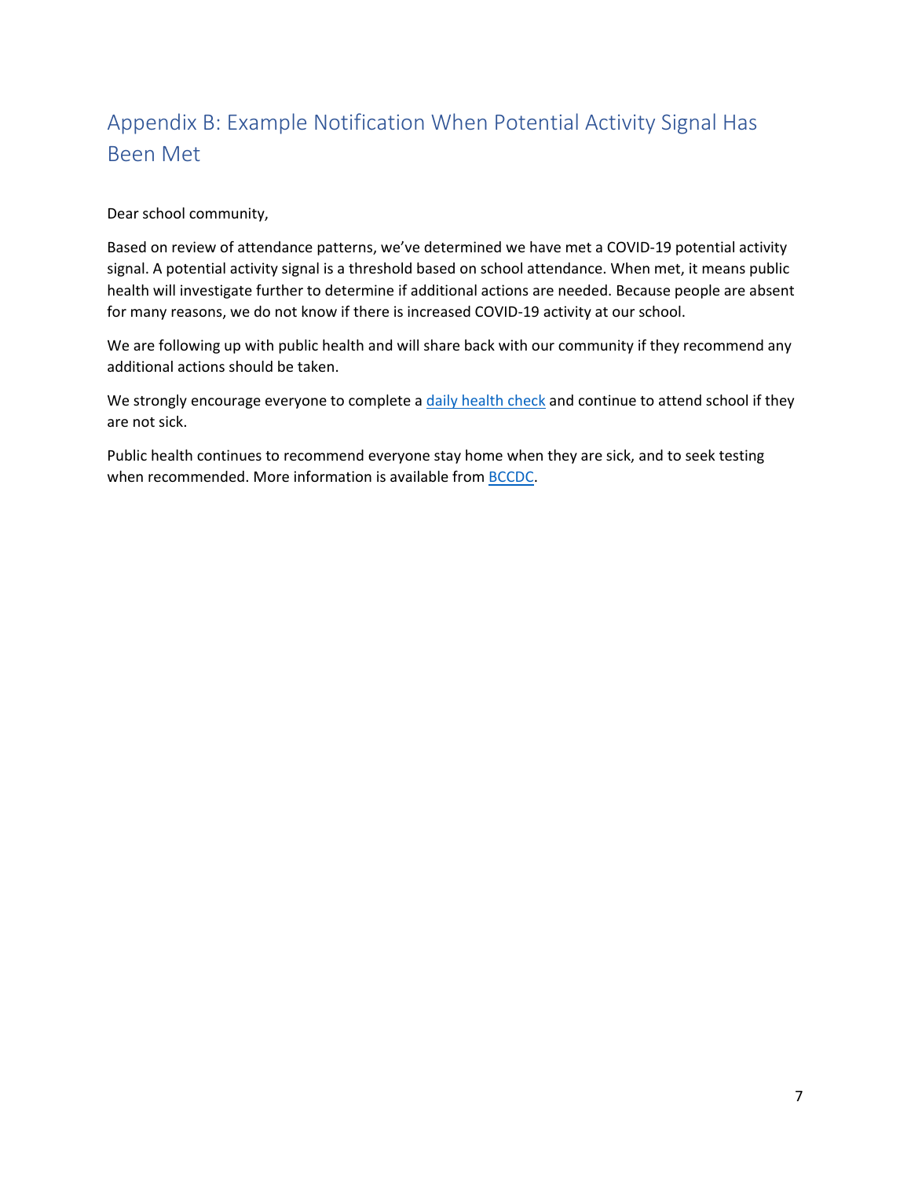## Appendix B: Example Notification When Potential Activity Signal Has Been Met

Dear school community,

Based on review of attendance patterns, we've determined we have met a COVID-19 potential activity signal. A potential activity signal is a threshold based on school attendance. When met, it means public health will investigate further to determine if additional actions are needed. Because people are absent for many reasons, we do not know if there is increased COVID-19 activity at our school.

We are following up with public health and will share back with our community if they recommend any additional actions should be taken.

We strongly encourage everyone to complete a daily health check and continue to attend school if they are not sick.

Public health continues to recommend everyone stay home when they are sick, and to seek testing when recommended. More information is available from BCCDC.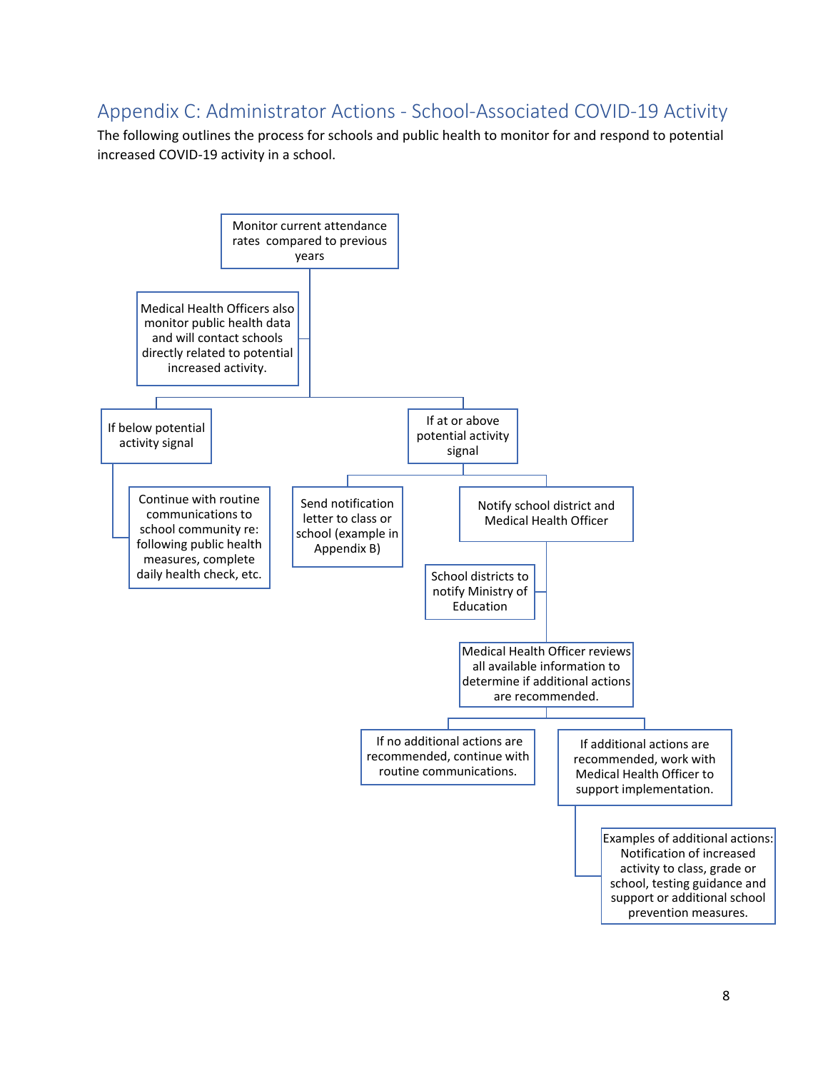## Appendix C: Administrator Actions - School-Associated COVID-19 Activity

The following outlines the process for schools and public health to monitor for and respond to potential increased COVID-19 activity in a school.

- Monitor current attendance rates compared to previous years
  - Medical Health Officers also monitor public health data and will contact schools directly related to potential increased activity.
- If below potential activity signal
  - Continue with routine communications to school community re: following public health measures, complete daily health check, etc.
- If at or above potential activity signal
  - Send notification letter to class or school (example in Appendix B)
  - Notify school district and Medical Health Officer
    - School districts to notify Ministry of Education
    - Medical Health Officer reviews all available information to determine if additional actions are recommended.
      - If no additional actions are recommended, continue with routine communications.
      - If additional actions are recommended, work with Medical Health Officer to support implementation.
        - Examples of additional actions: Notification of increased activity to class, grade or school, testing guidance and support or additional school prevention measures.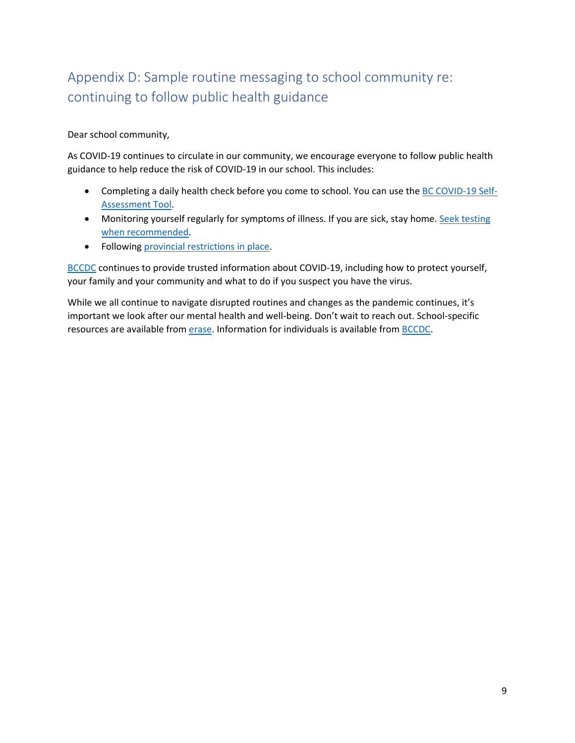## Appendix D: Sample routine messaging to school community re: continuing to follow public health guidance

Dear school community,

As COVID-19 continues to circulate in our community, we encourage everyone to follow public health guidance to help reduce the risk of COVID-19 in our school. This includes:

- Completing a daily health check before you come to school. You can use the BC COVID-19 Self-Assessment Tool.
- Monitoring yourself regularly for symptoms of illness. If you are sick, stay home. Seek testing when recommended.
- Following provincial restrictions in place.

BCCDC continues to provide trusted information about COVID-19, including how to protect yourself, your family and your community and what to do if you suspect you have the virus.

While we all continue to navigate disrupted routines and changes as the pandemic continues, it's important we look after our mental health and well-being. Don't wait to reach out. School-specific resources are available from erase. Information for individuals is available from BCCDC.